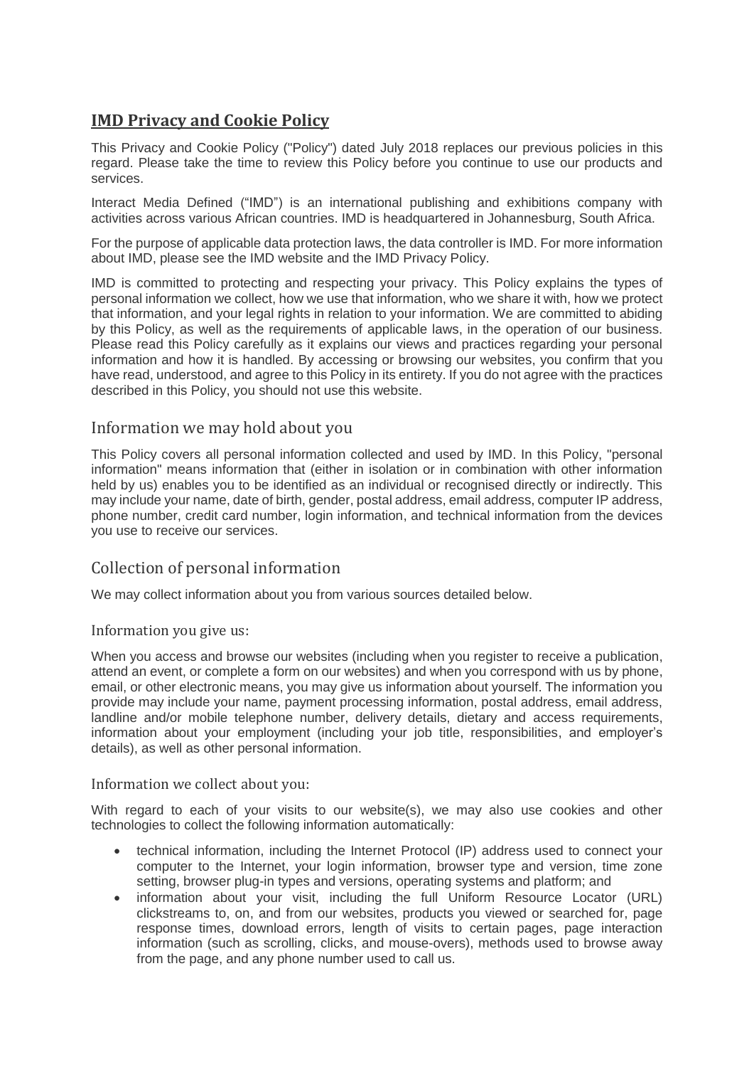# IMD Privacy and Cookie Policy

This Privacy and Cookie Policy ("Policy") dated July 2018 replaces our previous policies in this regard. Please take the time to review this Policy before you continue to use our products and services.

Interact Media Defined ("IMD") is an international publishing and exhibitions company with activities across various African countries. IMD is headquartered in Johannesburg, South Africa.

For the purpose of applicable data protection laws, the data controller is IMD. For more information about IMD, please see the IMD website and the IMD Privacy Policy.

IMD is committed to protecting and respecting your privacy. This Policy explains the types of personal information we collect, how we use that information, who we share it with, how we protect that information, and your legal rights in relation to your information. We are committed to abiding by this Policy, as well as the requirements of applicable laws, in the operation of our business. Please read this Policy carefully as it explains our views and practices regarding your personal information and how it is handled. By accessing or browsing our websites, you confirm that you have read, understood, and agree to this Policy in its entirety. If you do not agree with the practices described in this Policy, you should not use this website.

## Information we may hold about you

This Policy covers all personal information collected and used by IMD. In this Policy, "personal information" means information that (either in isolation or in combination with other information held by us) enables you to be identified as an individual or recognised directly or indirectly. This may include your name, date of birth, gender, postal address, email address, computer IP address, phone number, credit card number, login information, and technical information from the devices you use to receive our services.

## Collection of personal information

We may collect information about you from various sources detailed below.

### Information you give us:

When you access and browse our websites (including when you register to receive a publication, attend an event, or complete a form on our websites) and when you correspond with us by phone, email, or other electronic means, you may give us information about yourself. The information you provide may include your name, payment processing information, postal address, email address, landline and/or mobile telephone number, delivery details, dietary and access requirements, information about your employment (including your job title, responsibilities, and employer's details), as well as other personal information.

### Information we collect about you:

With regard to each of your visits to our website(s), we may also use cookies and other technologies to collect the following information automatically:

- technical information, including the Internet Protocol (IP) address used to connect your computer to the Internet, your login information, browser type and version, time zone setting, browser plug-in types and versions, operating systems and platform; and
- information about your visit, including the full Uniform Resource Locator (URL) clickstreams to, on, and from our websites, products you viewed or searched for, page response times, download errors, length of visits to certain pages, page interaction information (such as scrolling, clicks, and mouse-overs), methods used to browse away from the page, and any phone number used to call us.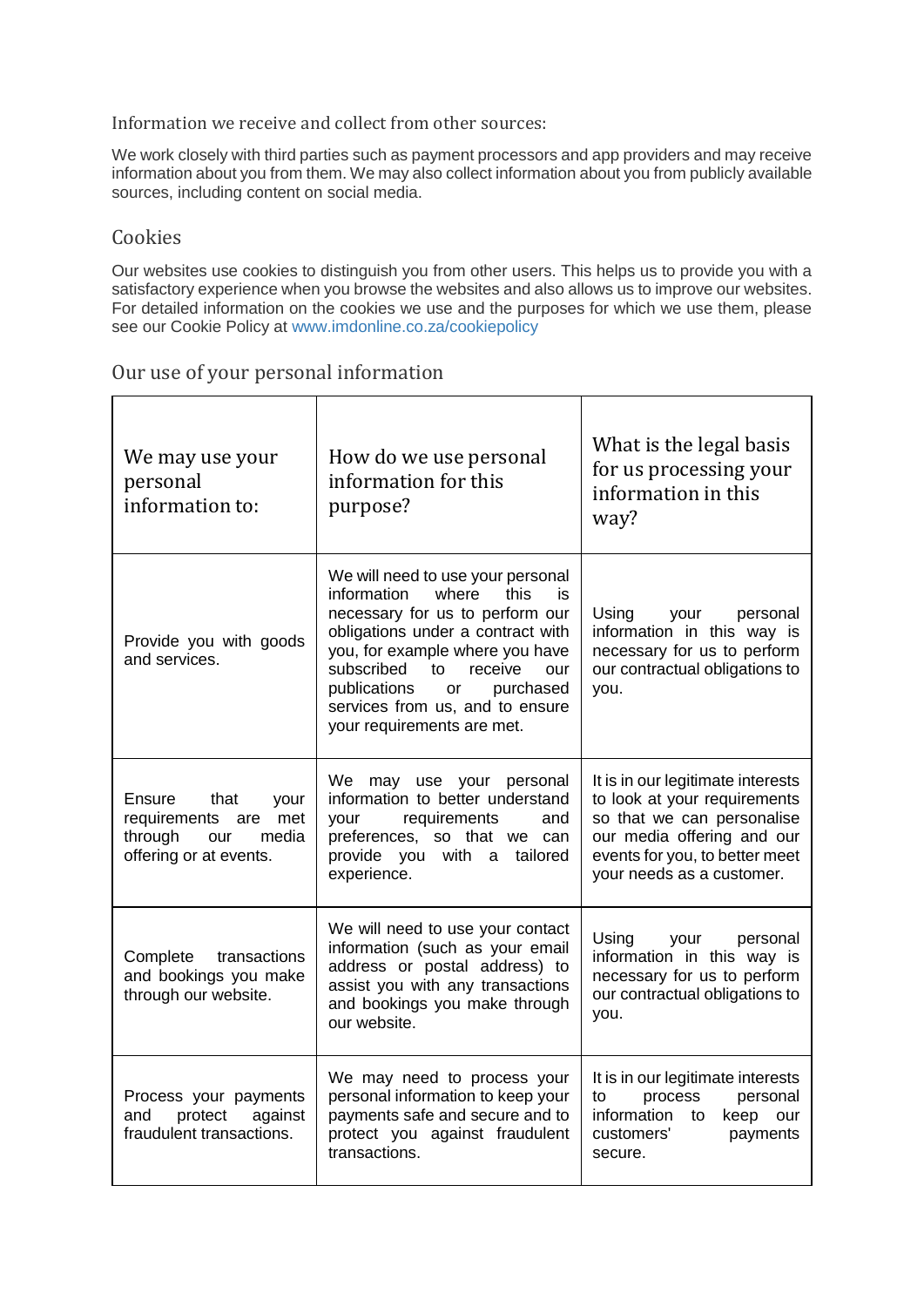### Information we receive and collect from other sources:

We work closely with third parties such as payment processors and app providers and may receive information about you from them. We may also collect information about you from publicly available sources, including content on social media.

### Cookies

Our websites use cookies to distinguish you from other users. This helps us to provide you with a satisfactory experience when you browse the websites and also allows us to improve our websites. For detailed information on the cookies we use and the purposes for which we use them, please see our Cookie Policy at www.imdonline.co.za/cookiepolicy

## Our use of your personal information

| We may use your personal information to: | How do we use personal information for this purpose? | What is the legal basis for us processing your information in this way? |
|---|---|---|
| Provide you with goods and services. | We will need to use your personal information where this is necessary for us to perform our obligations under a contract with you, for example where you have subscribed to receive our publications or purchased services from us, and to ensure your requirements are met. | Using your personal information in this way is necessary for us to perform our contractual obligations to you. |
| Ensure that your requirements are met through our media offering or at events. | We may use your personal information to better understand your requirements and preferences, so that we can provide you with a tailored experience. | It is in our legitimate interests to look at your requirements so that we can personalise our media offering and our events for you, to better meet your needs as a customer. |
| Complete transactions and bookings you make through our website. | We will need to use your contact information (such as your email address or postal address) to assist you with any transactions and bookings you make through our website. | Using your personal information in this way is necessary for us to perform our contractual obligations to you. |
| Process your payments and protect against fraudulent transactions. | We may need to process your personal information to keep your payments safe and secure and to protect you against fraudulent transactions. | It is in our legitimate interests to process personal information to keep our customers' payments secure. |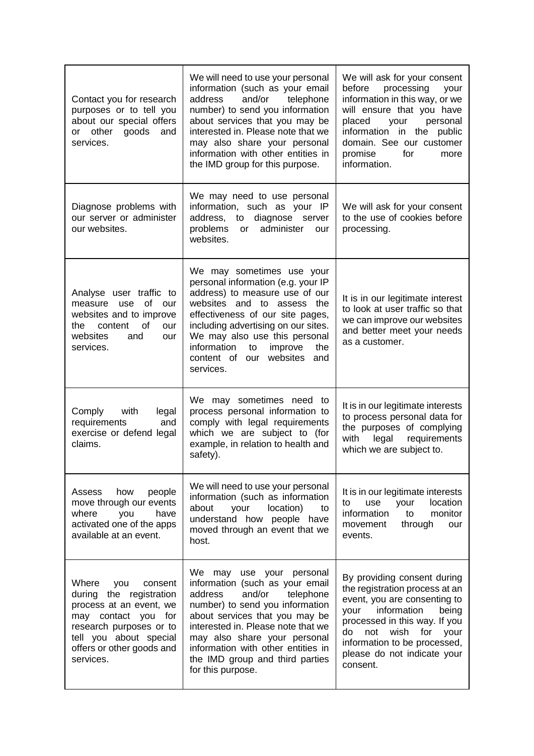| | | |
|---|---|---|
| Contact you for research purposes or to tell you about our special offers or other goods and services. | We will need to use your personal information (such as your email address and/or telephone number) to send you information about services that you may be interested in. Please note that we may also share your personal information with other entities in the IMD group for this purpose. | We will ask for your consent before processing your information in this way, or we will ensure that you have placed your personal information in the public domain. See our customer promise for more information. |
| Diagnose problems with our server or administer our websites. | We may need to use personal information, such as your IP address, to diagnose server problems or administer our websites. | We will ask for your consent to the use of cookies before processing. |
| Analyse user traffic to measure use of our websites and to improve the content of our websites and our services. | We may sometimes use your personal information (e.g. your IP address) to measure use of our websites and to assess the effectiveness of our site pages, including advertising on our sites. We may also use this personal information to improve the content of our websites and services. | It is in our legitimate interest to look at user traffic so that we can improve our websites and better meet your needs as a customer. |
| Comply with legal requirements and exercise or defend legal claims. | We may sometimes need to process personal information to comply with legal requirements which we are subject to (for example, in relation to health and safety). | It is in our legitimate interests to process personal data for the purposes of complying with legal requirements which we are subject to. |
| Assess how people move through our events where you have activated one of the apps available at an event. | We will need to use your personal information (such as information about your location) to understand how people have moved through an event that we host. | It is in our legitimate interests to use your location information to monitor movement through our events. |
| Where you consent during the registration process at an event, we may contact you for research purposes or to tell you about special offers or other goods and services. | We may use your personal information (such as your email address and/or telephone number) to send you information about services that you may be interested in. Please note that we may also share your personal information with other entities in the IMD group and third parties for this purpose. | By providing consent during the registration process at an event, you are consenting to your information being processed in this way. If you do not wish for your information to be processed, please do not indicate your consent. |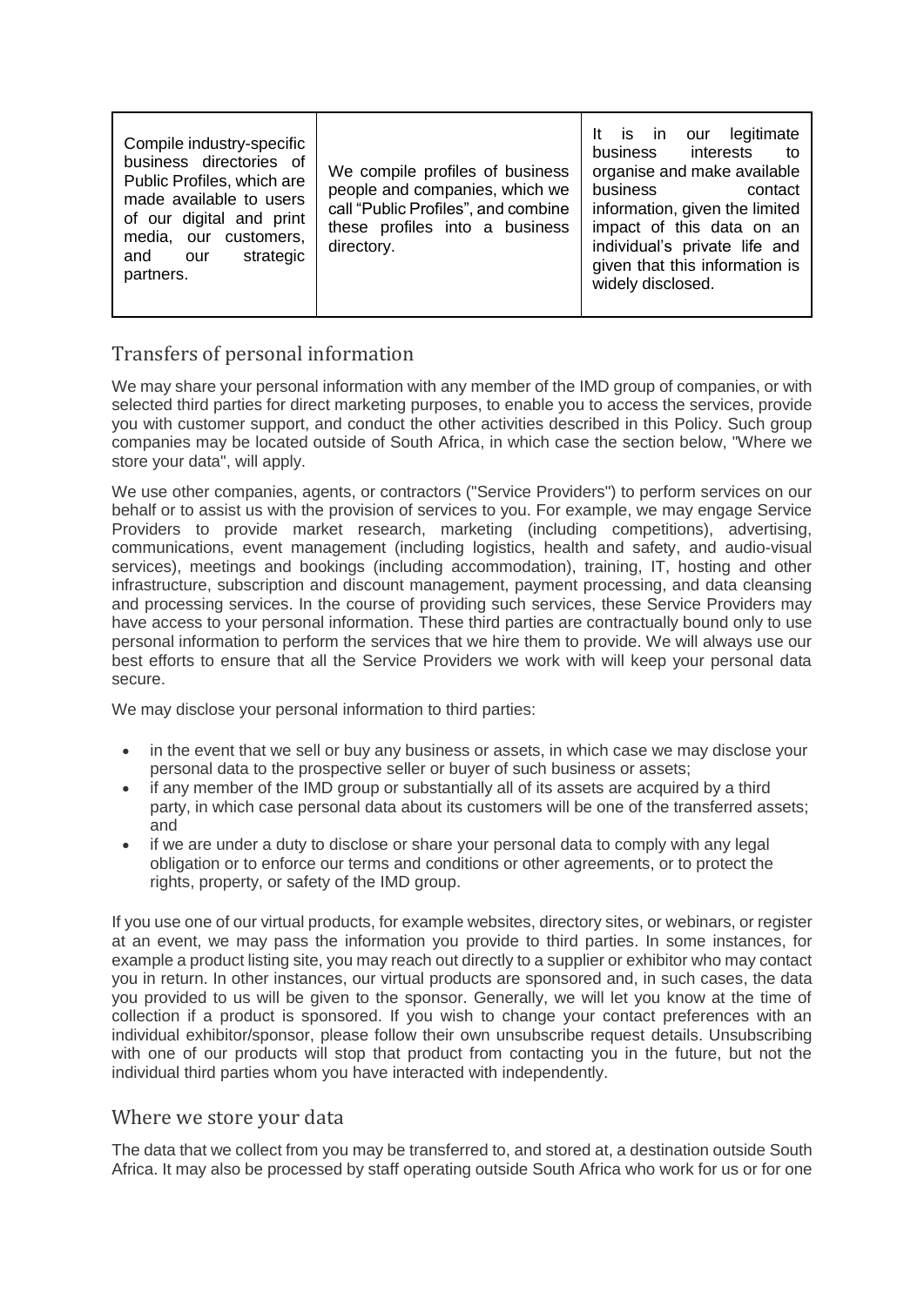| | | |
|---|---|---|
| Compile industry-specific business directories of Public Profiles, which are made available to users of our digital and print media, our customers, and our strategic partners. | We compile profiles of business people and companies, which we call "Public Profiles", and combine these profiles into a business directory. | It is in our legitimate business interests to organise and make available business contact information, given the limited impact of this data on an individual's private life and given that this information is widely disclosed. |

## Transfers of personal information

We may share your personal information with any member of the IMD group of companies, or with selected third parties for direct marketing purposes, to enable you to access the services, provide you with customer support, and conduct the other activities described in this Policy. Such group companies may be located outside of South Africa, in which case the section below, "Where we store your data", will apply.

We use other companies, agents, or contractors ("Service Providers") to perform services on our behalf or to assist us with the provision of services to you. For example, we may engage Service Providers to provide market research, marketing (including competitions), advertising, communications, event management (including logistics, health and safety, and audio-visual services), meetings and bookings (including accommodation), training, IT, hosting and other infrastructure, subscription and discount management, payment processing, and data cleansing and processing services. In the course of providing such services, these Service Providers may have access to your personal information. These third parties are contractually bound only to use personal information to perform the services that we hire them to provide. We will always use our best efforts to ensure that all the Service Providers we work with will keep your personal data secure.

We may disclose your personal information to third parties:

- in the event that we sell or buy any business or assets, in which case we may disclose your personal data to the prospective seller or buyer of such business or assets;
- if any member of the IMD group or substantially all of its assets are acquired by a third party, in which case personal data about its customers will be one of the transferred assets; and
- if we are under a duty to disclose or share your personal data to comply with any legal obligation or to enforce our terms and conditions or other agreements, or to protect the rights, property, or safety of the IMD group.

If you use one of our virtual products, for example websites, directory sites, or webinars, or register at an event, we may pass the information you provide to third parties. In some instances, for example a product listing site, you may reach out directly to a supplier or exhibitor who may contact you in return. In other instances, our virtual products are sponsored and, in such cases, the data you provided to us will be given to the sponsor. Generally, we will let you know at the time of collection if a product is sponsored. If you wish to change your contact preferences with an individual exhibitor/sponsor, please follow their own unsubscribe request details. Unsubscribing with one of our products will stop that product from contacting you in the future, but not the individual third parties whom you have interacted with independently.

## Where we store your data

The data that we collect from you may be transferred to, and stored at, a destination outside South Africa. It may also be processed by staff operating outside South Africa who work for us or for one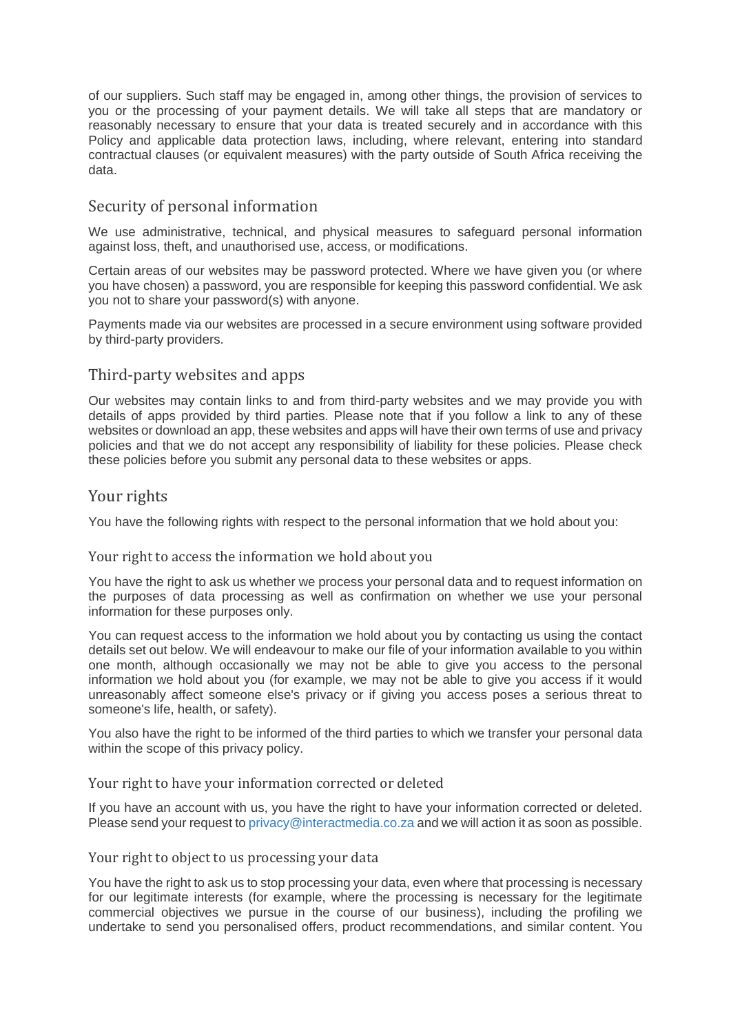of our suppliers. Such staff may be engaged in, among other things, the provision of services to you or the processing of your payment details. We will take all steps that are mandatory or reasonably necessary to ensure that your data is treated securely and in accordance with this Policy and applicable data protection laws, including, where relevant, entering into standard contractual clauses (or equivalent measures) with the party outside of South Africa receiving the data.

## Security of personal information

We use administrative, technical, and physical measures to safeguard personal information against loss, theft, and unauthorised use, access, or modifications.

Certain areas of our websites may be password protected. Where we have given you (or where you have chosen) a password, you are responsible for keeping this password confidential. We ask you not to share your password(s) with anyone.

Payments made via our websites are processed in a secure environment using software provided by third-party providers.

## Third-party websites and apps

Our websites may contain links to and from third-party websites and we may provide you with details of apps provided by third parties. Please note that if you follow a link to any of these websites or download an app, these websites and apps will have their own terms of use and privacy policies and that we do not accept any responsibility of liability for these policies. Please check these policies before you submit any personal data to these websites or apps.

## Your rights

You have the following rights with respect to the personal information that we hold about you:

### Your right to access the information we hold about you

You have the right to ask us whether we process your personal data and to request information on the purposes of data processing as well as confirmation on whether we use your personal information for these purposes only.

You can request access to the information we hold about you by contacting us using the contact details set out below. We will endeavour to make our file of your information available to you within one month, although occasionally we may not be able to give you access to the personal information we hold about you (for example, we may not be able to give you access if it would unreasonably affect someone else's privacy or if giving you access poses a serious threat to someone's life, health, or safety).

You also have the right to be informed of the third parties to which we transfer your personal data within the scope of this privacy policy.

### Your right to have your information corrected or deleted

If you have an account with us, you have the right to have your information corrected or deleted. Please send your request to privacy@interactmedia.co.za and we will action it as soon as possible.

### Your right to object to us processing your data

You have the right to ask us to stop processing your data, even where that processing is necessary for our legitimate interests (for example, where the processing is necessary for the legitimate commercial objectives we pursue in the course of our business), including the profiling we undertake to send you personalised offers, product recommendations, and similar content. You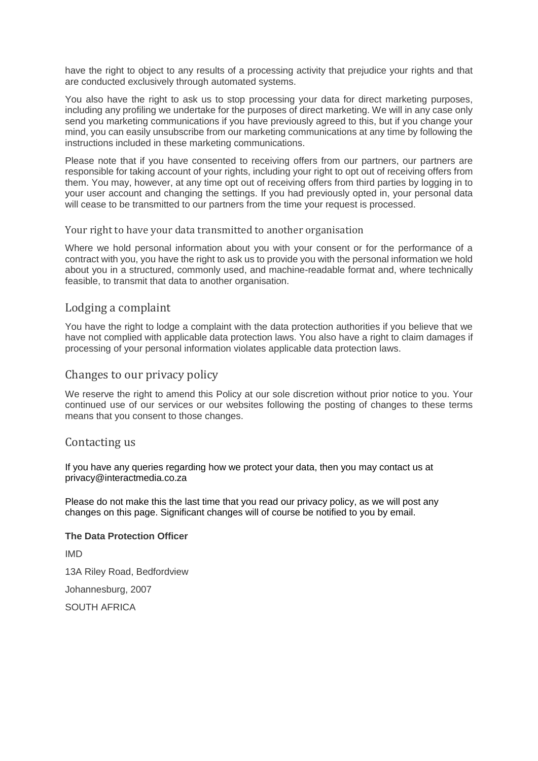have the right to object to any results of a processing activity that prejudice your rights and that are conducted exclusively through automated systems.

You also have the right to ask us to stop processing your data for direct marketing purposes, including any profiling we undertake for the purposes of direct marketing. We will in any case only send you marketing communications if you have previously agreed to this, but if you change your mind, you can easily unsubscribe from our marketing communications at any time by following the instructions included in these marketing communications.

Please note that if you have consented to receiving offers from our partners, our partners are responsible for taking account of your rights, including your right to opt out of receiving offers from them. You may, however, at any time opt out of receiving offers from third parties by logging in to your user account and changing the settings. If you had previously opted in, your personal data will cease to be transmitted to our partners from the time your request is processed.

### Your right to have your data transmitted to another organisation

Where we hold personal information about you with your consent or for the performance of a contract with you, you have the right to ask us to provide you with the personal information we hold about you in a structured, commonly used, and machine-readable format and, where technically feasible, to transmit that data to another organisation.

## Lodging a complaint

You have the right to lodge a complaint with the data protection authorities if you believe that we have not complied with applicable data protection laws. You also have a right to claim damages if processing of your personal information violates applicable data protection laws.

## Changes to our privacy policy

We reserve the right to amend this Policy at our sole discretion without prior notice to you. Your continued use of our services or our websites following the posting of changes to these terms means that you consent to those changes.

## Contacting us

If you have any queries regarding how we protect your data, then you may contact us at privacy@interactmedia.co.za

Please do not make this the last time that you read our privacy policy, as we will post any changes on this page. Significant changes will of course be notified to you by email.

**The Data Protection Officer**

IMD

13A Riley Road, Bedfordview

Johannesburg, 2007

SOUTH AFRICA